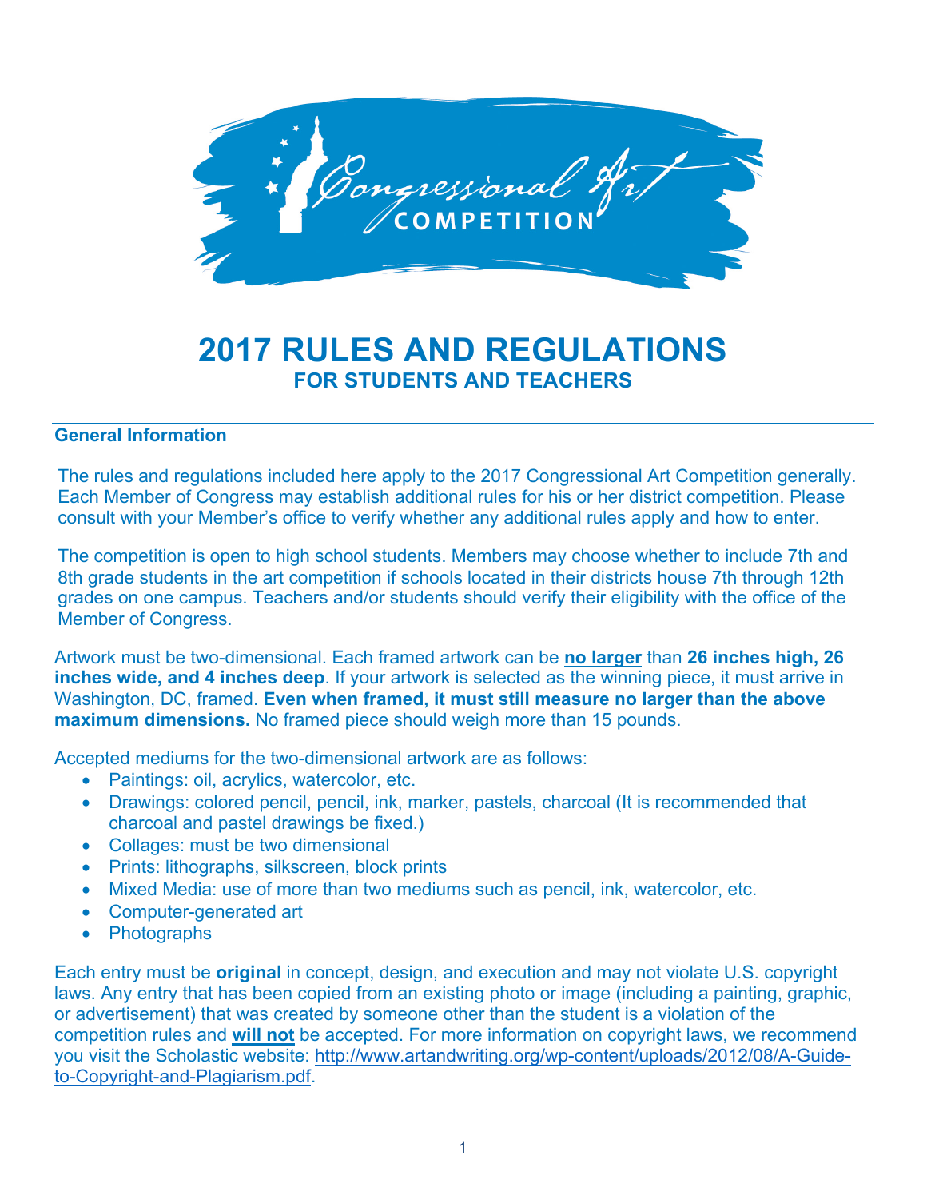Congressional Art COMPETITION

# 2017 RULES AND REGULATIONS

## FOR STUDENTS AND TEACHERS

### General Information

The rules and regulations included here apply to the 2017 Congressional Art Competition generally. Each Member of Congress may establish additional rules for his or her district competition. Please consult with your Member's office to verify whether any additional rules apply and how to enter.

The competition is open to high school students. Members may choose whether to include 7th and 8th grade students in the art competition if schools located in their districts house 7th through 12th grades on one campus. Teachers and/or students should verify their eligibility with the office of the Member of Congress.

Artwork must be two-dimensional. Each framed artwork can be **no larger** than **26 inches high, 26 inches wide, and 4 inches deep**. If your artwork is selected as the winning piece, it must arrive in Washington, DC, framed. **Even when framed, it must still measure no larger than the above maximum dimensions.** No framed piece should weigh more than 15 pounds.

Accepted mediums for the two-dimensional artwork are as follows:

- Paintings: oil, acrylics, watercolor, etc.
- Drawings: colored pencil, pencil, ink, marker, pastels, charcoal (It is recommended that charcoal and pastel drawings be fixed.)
- Collages: must be two dimensional
- Prints: lithographs, silkscreen, block prints
- Mixed Media: use of more than two mediums such as pencil, ink, watercolor, etc.
- Computer-generated art
- Photographs

Each entry must be **original** in concept, design, and execution and may not violate U.S. copyright laws. Any entry that has been copied from an existing photo or image (including a painting, graphic, or advertisement) that was created by someone other than the student is a violation of the competition rules and **will not** be accepted. For more information on copyright laws, we recommend you visit the Scholastic website: http://www.artandwriting.org/wp-content/uploads/2012/08/A-Guide-to-Copyright-and-Plagiarism.pdf.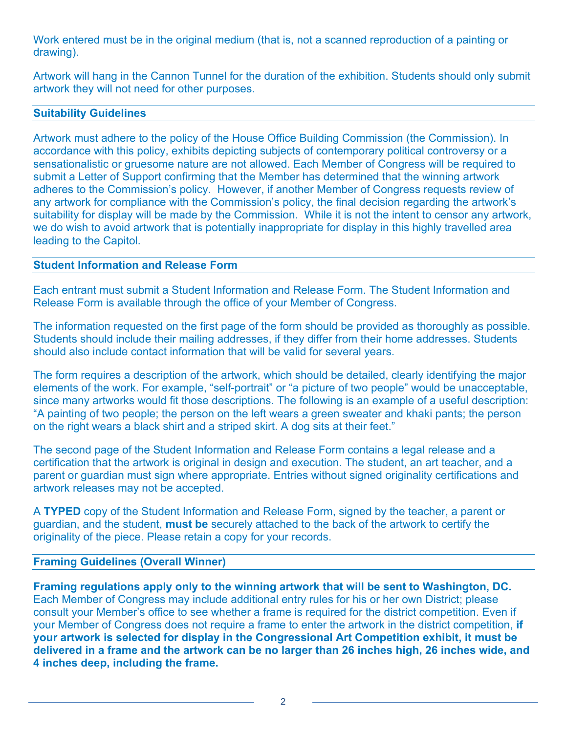Work entered must be in the original medium (that is, not a scanned reproduction of a painting or drawing).

Artwork will hang in the Cannon Tunnel for the duration of the exhibition. Students should only submit artwork they will not need for other purposes.

## Suitability Guidelines

Artwork must adhere to the policy of the House Office Building Commission (the Commission). In accordance with this policy, exhibits depicting subjects of contemporary political controversy or a sensationalistic or gruesome nature are not allowed. Each Member of Congress will be required to submit a Letter of Support confirming that the Member has determined that the winning artwork adheres to the Commission's policy. However, if another Member of Congress requests review of any artwork for compliance with the Commission's policy, the final decision regarding the artwork's suitability for display will be made by the Commission. While it is not the intent to censor any artwork, we do wish to avoid artwork that is potentially inappropriate for display in this highly travelled area leading to the Capitol.

## Student Information and Release Form

Each entrant must submit a Student Information and Release Form. The Student Information and Release Form is available through the office of your Member of Congress.

The information requested on the first page of the form should be provided as thoroughly as possible. Students should include their mailing addresses, if they differ from their home addresses. Students should also include contact information that will be valid for several years.

The form requires a description of the artwork, which should be detailed, clearly identifying the major elements of the work. For example, "self-portrait" or "a picture of two people" would be unacceptable, since many artworks would fit those descriptions. The following is an example of a useful description: "A painting of two people; the person on the left wears a green sweater and khaki pants; the person on the right wears a black shirt and a striped skirt. A dog sits at their feet."

The second page of the Student Information and Release Form contains a legal release and a certification that the artwork is original in design and execution. The student, an art teacher, and a parent or guardian must sign where appropriate. Entries without signed originality certifications and artwork releases may not be accepted.

A **TYPED** copy of the Student Information and Release Form, signed by the teacher, a parent or guardian, and the student, **must be** securely attached to the back of the artwork to certify the originality of the piece. Please retain a copy for your records.

## Framing Guidelines (Overall Winner)

**Framing regulations apply only to the winning artwork that will be sent to Washington, DC.** Each Member of Congress may include additional entry rules for his or her own District; please consult your Member's office to see whether a frame is required for the district competition. Even if your Member of Congress does not require a frame to enter the artwork in the district competition, **if your artwork is selected for display in the Congressional Art Competition exhibit, it must be delivered in a frame and the artwork can be no larger than 26 inches high, 26 inches wide, and 4 inches deep, including the frame.**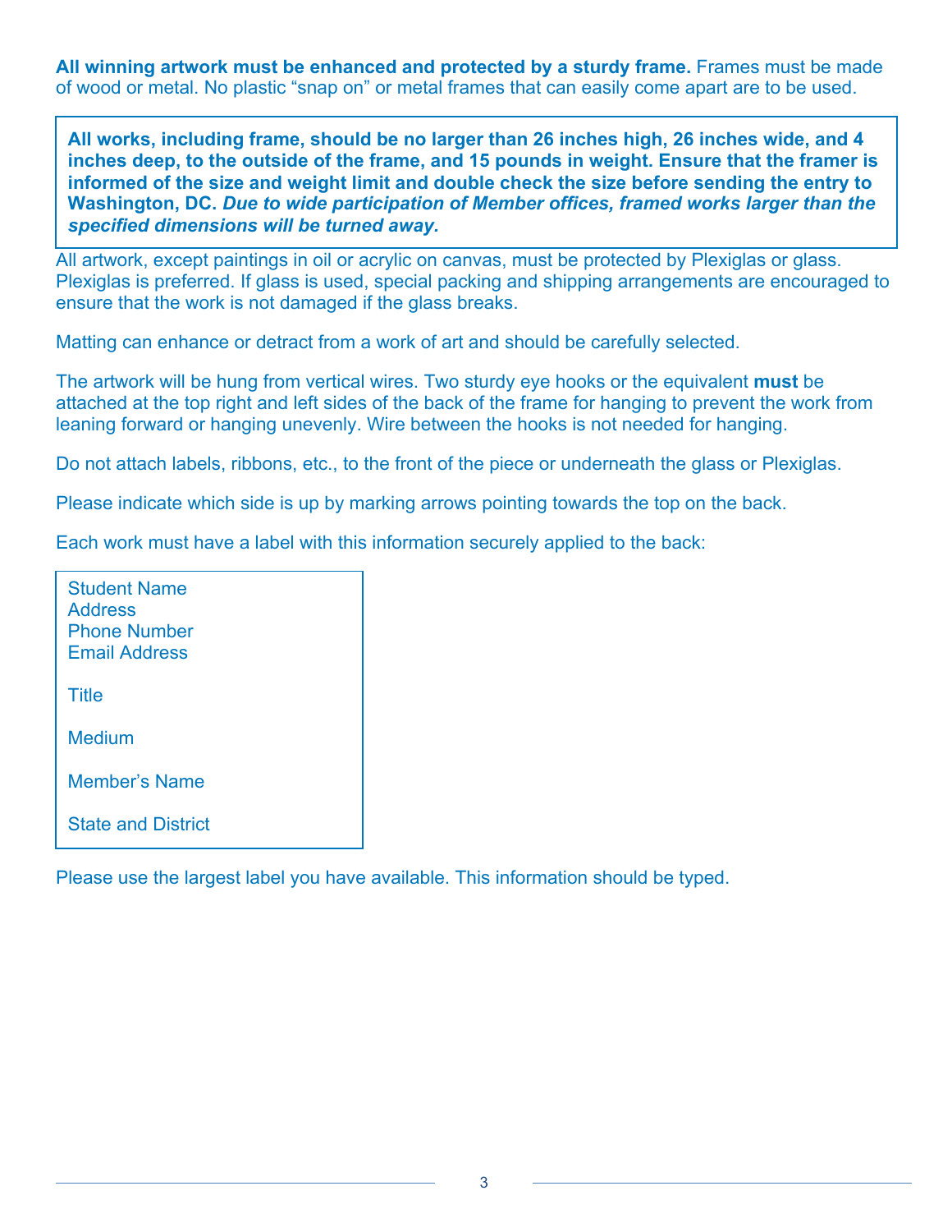**All winning artwork must be enhanced and protected by a sturdy frame.** Frames must be made of wood or metal. No plastic "snap on" or metal frames that can easily come apart are to be used.

**All works, including frame, should be no larger than 26 inches high, 26 inches wide, and 4 inches deep, to the outside of the frame, and 15 pounds in weight. Ensure that the framer is informed of the size and weight limit and double check the size before sending the entry to Washington, DC.** ***Due to wide participation of Member offices, framed works larger than the specified dimensions will be turned away.***

All artwork, except paintings in oil or acrylic on canvas, must be protected by Plexiglas or glass. Plexiglas is preferred. If glass is used, special packing and shipping arrangements are encouraged to ensure that the work is not damaged if the glass breaks.

Matting can enhance or detract from a work of art and should be carefully selected.

The artwork will be hung from vertical wires. Two sturdy eye hooks or the equivalent **must** be attached at the top right and left sides of the back of the frame for hanging to prevent the work from leaning forward or hanging unevenly. Wire between the hooks is not needed for hanging.

Do not attach labels, ribbons, etc., to the front of the piece or underneath the glass or Plexiglas.

Please indicate which side is up by marking arrows pointing towards the top on the back.

Each work must have a label with this information securely applied to the back:

Student Name
Address
Phone Number
Email Address

Title

Medium

Member's Name

State and District

Please use the largest label you have available. This information should be typed.